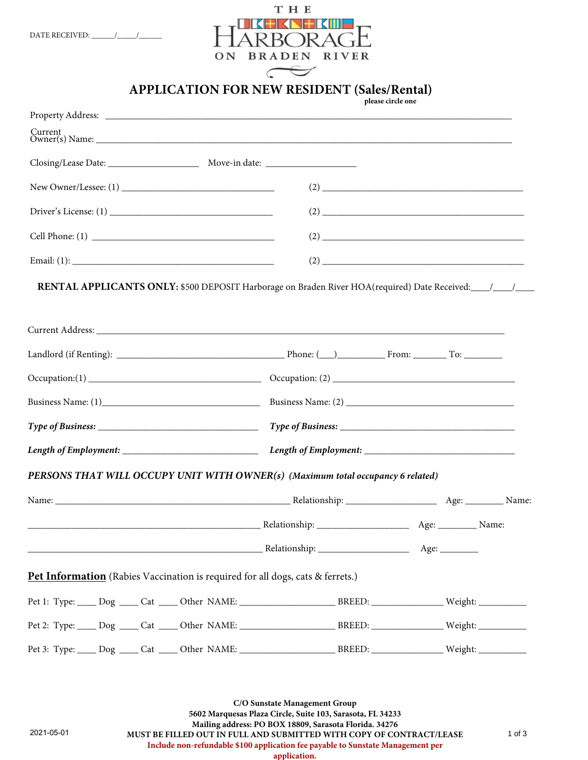DATE RECEIVED: ______/_____/______

THE HARBORAGE ON BRADEN RIVER

# APPLICATION FOR NEW RESIDENT (Sales/Rental)

please circle one

Property Address: ____________________________________________________________________________________

Current Owner(s) Name: ______________________________________________________________________________

Closing/Lease Date: ___________________ Move-in date: ___________________

New Owner/Lessee: (1) _________________________________ (2) ____________________________________________

Driver's License: (1) __________________________________ (2) ____________________________________________

Cell Phone: (1) ______________________________________ (2) ____________________________________________

Email: (1): __________________________________________ (2) ____________________________________________

**RENTAL APPLICANTS ONLY:** $500 DEPOSIT Harborage on Braden River HOA(required) Date Received:____/____/____

Current Address: ____________________________________________________________________________________

Landlord (if Renting): ___________________________________ Phone: (___)__________ From: _______ To: ________

Occupation:(1) _____________________________________ Occupation: (2) ______________________________________

Business Name: (1)_________________________________ Business Name: (2) ___________________________________

***Type of Business:*** _________________________________ ***Type of Business:*** ______________________________________

***Length of Employment:*** ____________________________ ***Length of Employment:*** _______________________________

***PERSONS THAT WILL OCCUPY UNIT WITH OWNER(s) (Maximum total occupancy 6 related)***

Name: _________________________________________________ Relationship: ___________________ Age: ________

Name: _________________________________________________ Relationship: ___________________ Age: ________

Name: _________________________________________________ Relationship: ___________________ Age: ________

**Pet Information** (Rabies Vaccination is required for all dogs, cats & ferrets.)

Pet 1: Type: ____ Dog ____ Cat ____ Other NAME: ____________________ BREED: _______________ Weight: __________

Pet 2: Type: ____ Dog ____ Cat ____ Other NAME: ____________________ BREED: _______________ Weight: __________

Pet 3: Type: ____ Dog ____ Cat ____ Other NAME: ____________________ BREED: _______________ Weight: __________

**C/O Sunstate Management Group**
**5602 Marquesas Plaza Circle, Suite 103, Sarasota, FL 34233**
**Mailing address: PO BOX 18809, Sarasota Florida. 34276**
**MUST BE FILLED OUT IN FULL AND SUBMITTED WITH COPY OF CONTRACT/LEASE**
**Include non-refundable $100 application fee payable to Sunstate Management per application.**

2021-05-01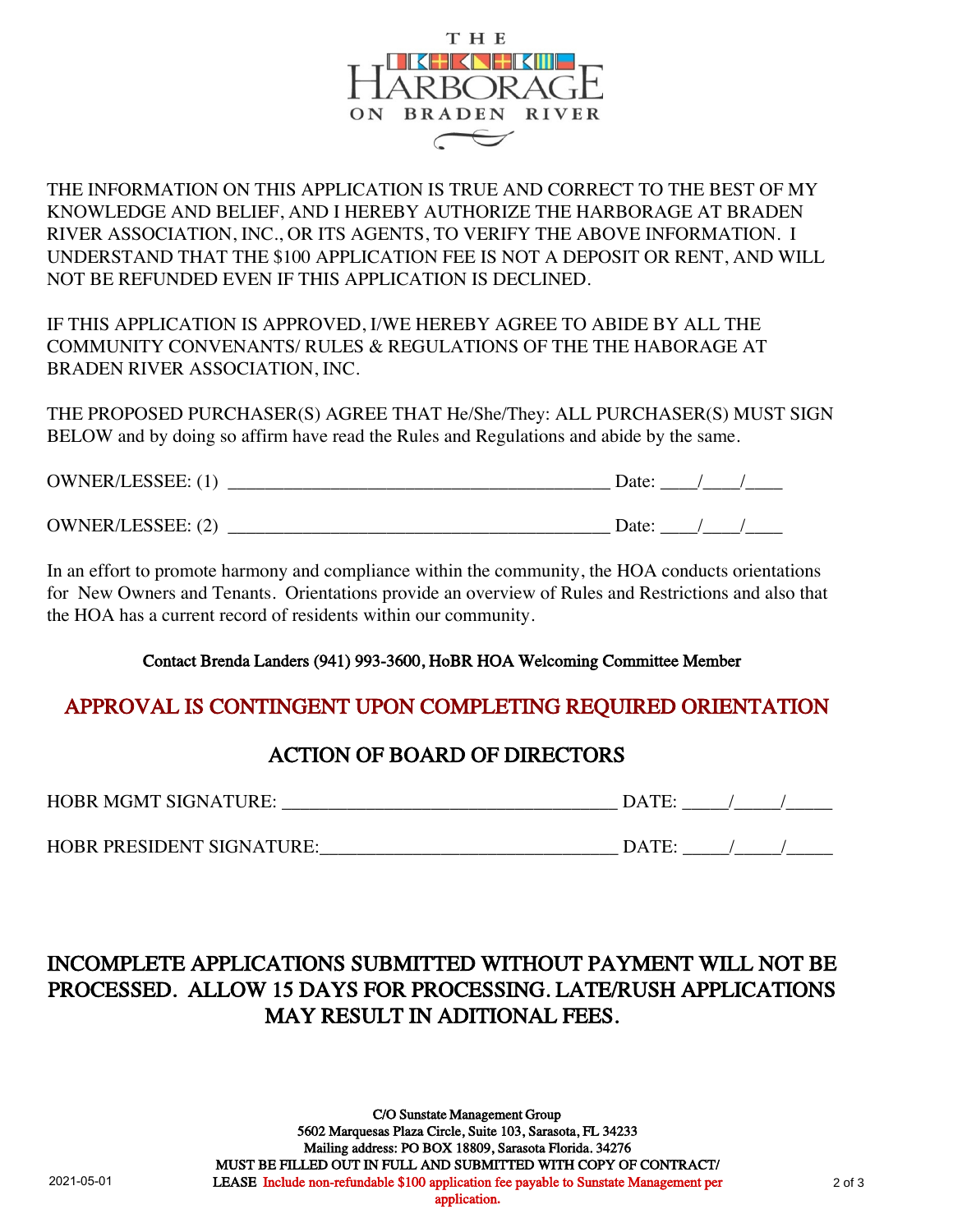THE HARBORAGE ON BRADEN RIVER

THE INFORMATION ON THIS APPLICATION IS TRUE AND CORRECT TO THE BEST OF MY KNOWLEDGE AND BELIEF, AND I HEREBY AUTHORIZE THE HARBORAGE AT BRADEN RIVER ASSOCIATION, INC., OR ITS AGENTS, TO VERIFY THE ABOVE INFORMATION. I UNDERSTAND THAT THE $100 APPLICATION FEE IS NOT A DEPOSIT OR RENT, AND WILL NOT BE REFUNDED EVEN IF THIS APPLICATION IS DECLINED.

IF THIS APPLICATION IS APPROVED, I/WE HEREBY AGREE TO ABIDE BY ALL THE COMMUNITY CONVENANTS/ RULES & REGULATIONS OF THE THE HABORAGE AT BRADEN RIVER ASSOCIATION, INC.

THE PROPOSED PURCHASER(S) AGREE THAT He/She/They: ALL PURCHASER(S) MUST SIGN BELOW and by doing so affirm have read the Rules and Regulations and abide by the same.

OWNER/LESSEE: (1) ________________________________________ Date: ____/____/____

OWNER/LESSEE: (2) ________________________________________ Date: ____/____/____

In an effort to promote harmony and compliance within the community, the HOA conducts orientations for New Owners and Tenants. Orientations provide an overview of Rules and Restrictions and also that the HOA has a current record of residents within our community.

**Contact Brenda Landers (941) 993-3600, HoBR HOA Welcoming Committee Member**

## APPROVAL IS CONTINGENT UPON COMPLETING REQUIRED ORIENTATION

## ACTION OF BOARD OF DIRECTORS

HOBR MGMT SIGNATURE: ____________________________________ DATE: _____/_____/_____

HOBR PRESIDENT SIGNATURE:________________________________ DATE: _____/_____/_____

## INCOMPLETE APPLICATIONS SUBMITTED WITHOUT PAYMENT WILL NOT BE PROCESSED. ALLOW 15 DAYS FOR PROCESSING. LATE/RUSH APPLICATIONS MAY RESULT IN ADITIONAL FEES.

**C/O Sunstate Management Group**
**5602 Marquesas Plaza Circle, Suite 103, Sarasota, FL 34233**
**Mailing address: PO BOX 18809, Sarasota Florida. 34276**
**MUST BE FILLED OUT IN FULL AND SUBMITTED WITH COPY OF CONTRACT/ LEASE Include non-refundable $100 application fee payable to Sunstate Management per application.**

2021-05-01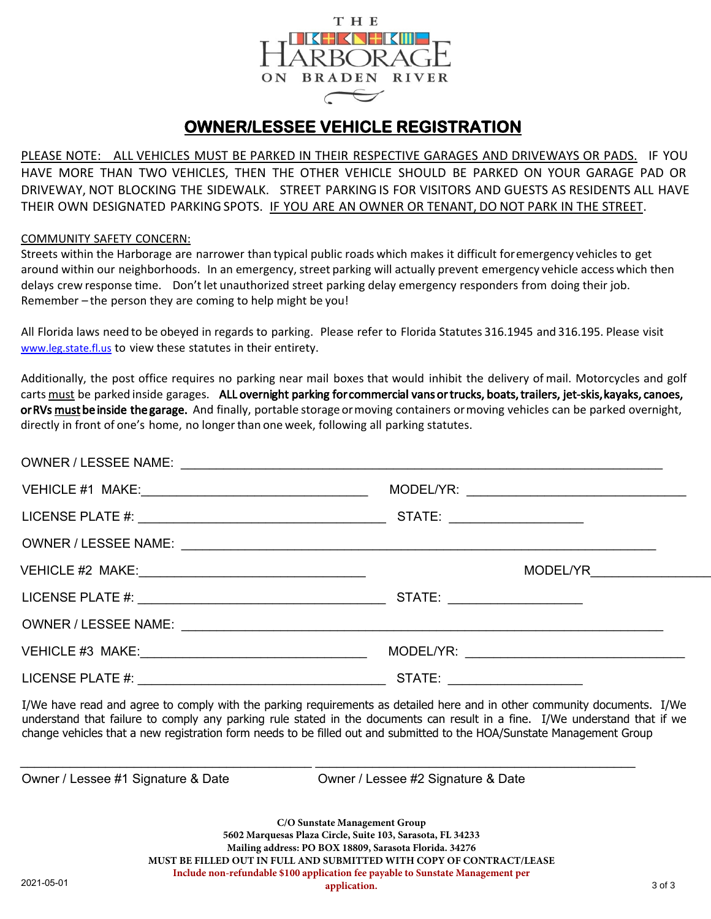THE HARBORAGE ON BRADEN RIVER

# OWNER/LESSEE VEHICLE REGISTRATION

PLEASE NOTE: ALL VEHICLES MUST BE PARKED IN THEIR RESPECTIVE GARAGES AND DRIVEWAYS OR PADS. IF YOU HAVE MORE THAN TWO VEHICLES, THEN THE OTHER VEHICLE SHOULD BE PARKED ON YOUR GARAGE PAD OR DRIVEWAY, NOT BLOCKING THE SIDEWALK. STREET PARKING IS FOR VISITORS AND GUESTS AS RESIDENTS ALL HAVE THEIR OWN DESIGNATED PARKING SPOTS. IF YOU ARE AN OWNER OR TENANT, DO NOT PARK IN THE STREET.

COMMUNITY SAFETY CONCERN:

Streets within the Harborage are narrower than typical public roads which makes it difficult for emergency vehicles to get around within our neighborhoods. In an emergency, street parking will actually prevent emergency vehicle access which then delays crew response time. Don't let unauthorized street parking delay emergency responders from doing their job. Remember – the person they are coming to help might be you!

All Florida laws need to be obeyed in regards to parking. Please refer to Florida Statutes 316.1945 and 316.195. Please visit www.leg.state.fl.us to view these statutes in their entirety.

Additionally, the post office requires no parking near mail boxes that would inhibit the delivery of mail. Motorcycles and golf carts must be parked inside garages. **ALL overnight parking for commercial vans or trucks, boats, trailers, jet-skis, kayaks, canoes, or RVs must be inside the garage.** And finally, portable storage or moving containers or moving vehicles can be parked overnight, directly in front of one's home, no longer than one week, following all parking statutes.

OWNER / LESSEE NAME: ______________________________

VEHICLE #1 MAKE: ______________________ MODEL/YR: ______________________

LICENSE PLATE #: ______________________ STATE: ______________

OWNER / LESSEE NAME: ______________________________

VEHICLE #2 MAKE: ______________________ MODEL/YR ______________________

LICENSE PLATE #: ______________________ STATE: ______________

OWNER / LESSEE NAME: ______________________________

VEHICLE #3 MAKE: ______________________ MODEL/YR: ______________________

LICENSE PLATE #: ______________________ STATE: ______________

I/We have read and agree to comply with the parking requirements as detailed here and in other community documents. I/We understand that failure to comply any parking rule stated in the documents can result in a fine. I/We understand that if we change vehicles that a new registration form needs to be filled out and submitted to the HOA/Sunstate Management Group

______________________________ ______________________________

Owner / Lessee #1 Signature & Date Owner / Lessee #2 Signature & Date

**C/O Sunstate Management Group**
**5602 Marquesas Plaza Circle, Suite 103, Sarasota, FL 34233**
**Mailing address: PO BOX 18809, Sarasota Florida. 34276**
**MUST BE FILLED OUT IN FULL AND SUBMITTED WITH COPY OF CONTRACT/LEASE**
**Include non-refundable $100 application fee payable to Sunstate Management per application.**

2021-05-01